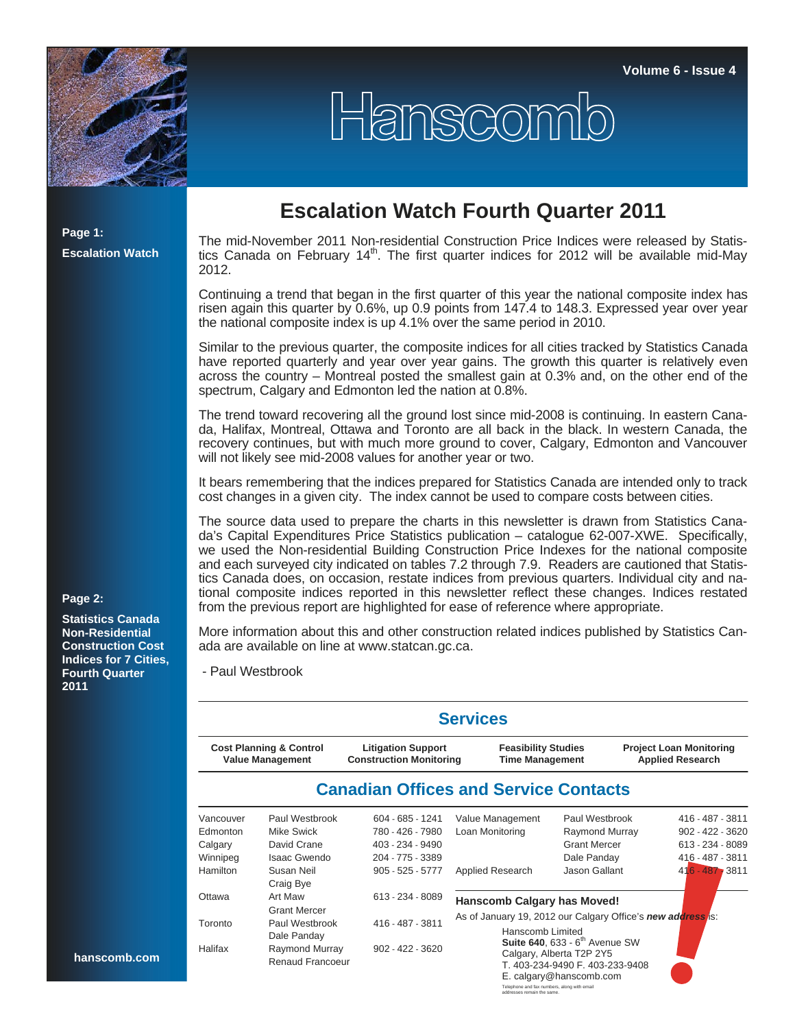Volume 6 - Issue 4

# Hanscomb

**Page 1:**
**Escalation Watch**

**Page 2:**
**Statistics Canada Non-Residential Construction Cost Indices for 7 Cities, Fourth Quarter 2011**

## Escalation Watch Fourth Quarter 2011

The mid-November 2011 Non-residential Construction Price Indices were released by Statistics Canada on February 14th. The first quarter indices for 2012 will be available mid-May 2012.

Continuing a trend that began in the first quarter of this year the national composite index has risen again this quarter by 0.6%, up 0.9 points from 147.4 to 148.3. Expressed year over year the national composite index is up 4.1% over the same period in 2010.

Similar to the previous quarter, the composite indices for all cities tracked by Statistics Canada have reported quarterly and year over year gains. The growth this quarter is relatively even across the country – Montreal posted the smallest gain at 0.3% and, on the other end of the spectrum, Calgary and Edmonton led the nation at 0.8%.

The trend toward recovering all the ground lost since mid-2008 is continuing. In eastern Canada, Halifax, Montreal, Ottawa and Toronto are all back in the black. In western Canada, the recovery continues, but with much more ground to cover, Calgary, Edmonton and Vancouver will not likely see mid-2008 values for another year or two.

It bears remembering that the indices prepared for Statistics Canada are intended only to track cost changes in a given city. The index cannot be used to compare costs between cities.

The source data used to prepare the charts in this newsletter is drawn from Statistics Canada's Capital Expenditures Price Statistics publication – catalogue 62-007-XWE. Specifically, we used the Non-residential Building Construction Price Indexes for the national composite and each surveyed city indicated on tables 7.2 through 7.9. Readers are cautioned that Statistics Canada does, on occasion, restate indices from previous quarters. Individual city and national composite indices reported in this newsletter reflect these changes. Indices restated from the previous report are highlighted for ease of reference where appropriate.

More information about this and other construction related indices published by Statistics Canada are available on line at www.statcan.gc.ca.

- Paul Westbrook

## Services

| Cost Planning & Control<br>Value Management | Litigation Support<br>Construction Monitoring | Feasibility Studies<br>Time Management | Project Loan Monitoring<br>Applied Research |
|---|---|---|---|

## Canadian Offices and Service Contacts

| Office | Contact | Telephone |
|---|---|---|
| Vancouver | Paul Westbrook | 604 - 685 - 1241 |
| Edmonton | Mike Swick | 780 - 426 - 7980 |
| Calgary | David Crane | 403 - 234 - 9490 |
| Winnipeg | Isaac Gwendo | 204 - 775 - 3389 |
| Hamilton | Susan Neil<br>Craig Bye | 905 - 525 - 5777 |
| Ottawa | Art Maw<br>Grant Mercer | 613 - 234 - 8089 |
| Toronto | Paul Westbrook<br>Dale Panday | 416 - 487 - 3811 |
| Halifax | Raymond Murray<br>Renaud Francoeur | 902 - 422 - 3620 |

| Service | Contact | Telephone |
|---|---|---|
| Value Management | Paul Westbrook | 416 - 487 - 3811 |
| Loan Monitoring | Raymond Murray | 902 - 422 - 3620 |
| | Grant Mercer | 613 - 234 - 8089 |
| | Dale Panday | 416 - 487 - 3811 |
| Applied Research | Jason Gallant | 416 - 487 - 3811 |

**Hanscomb Calgary has Moved!**

As of January 19, 2012 our Calgary Office's ***new address*** is:

Hanscomb Limited
**Suite 640**, 633 - 6th Avenue SW
Calgary, Alberta T2P 2Y5
T. 403-234-9490 F. 403-233-9408
E. calgary@hanscomb.com

Telephone and fax numbers, along with email addresses remain the same.

hanscomb.com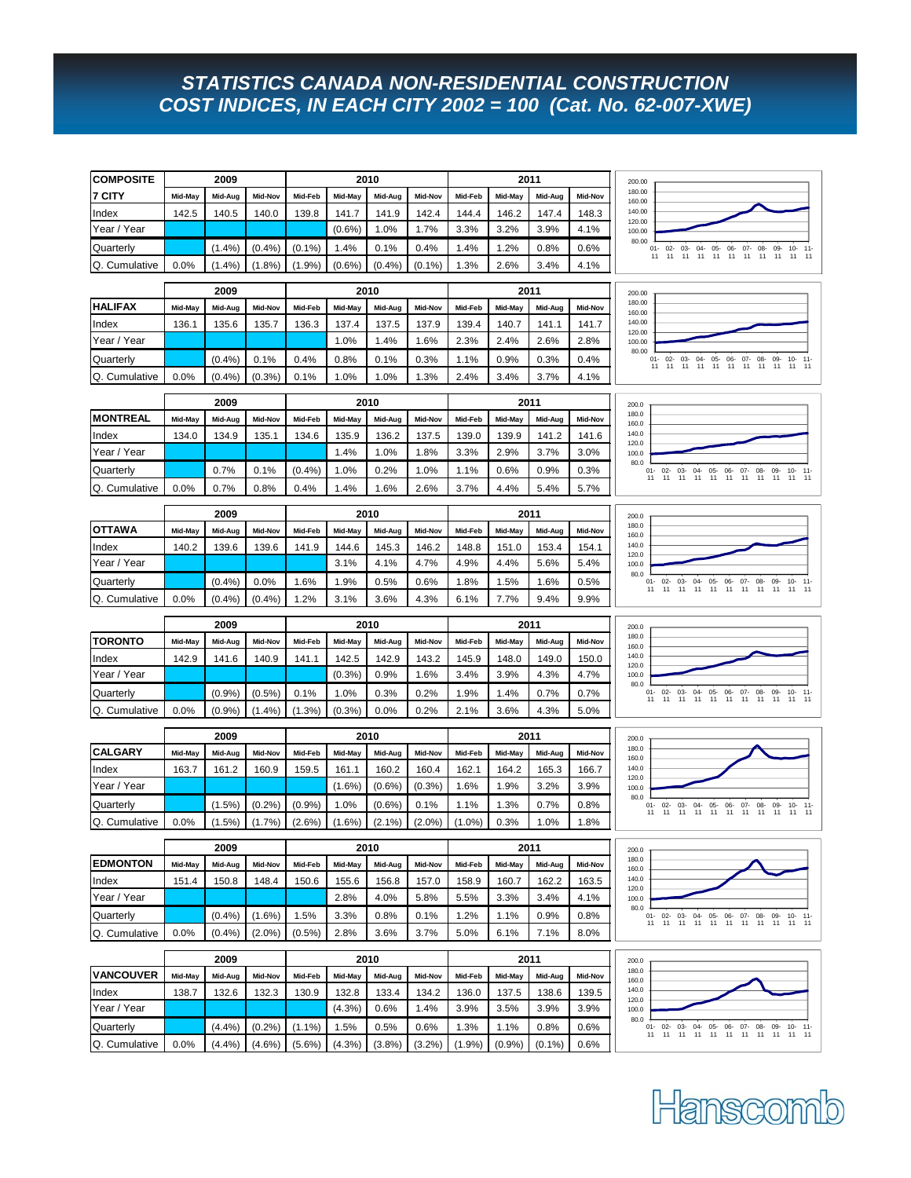# STATISTICS CANADA NON-RESIDENTIAL CONSTRUCTION COST INDICES, IN EACH CITY 2002 = 100 (Cat. No. 62-007-XWE)

| COMPOSITE | 2009 | | | 2010 | | | | 2011 | | | |
|---|---|---|---|---|---|---|---|---|---|---|---|
| 7 CITY | Mid-May | Mid-Aug | Mid-Nov | Mid-Feb | Mid-May | Mid-Aug | Mid-Nov | Mid-Feb | Mid-May | Mid-Aug | Mid-Nov |
| Index | 142.5 | 140.5 | 140.0 | 139.8 | 141.7 | 141.9 | 142.4 | 144.4 | 146.2 | 147.4 | 148.3 |
| Year / Year | | | | | (0.6%) | 1.0% | 1.7% | 3.3% | 3.2% | 3.9% | 4.1% |
| Quarterly | | (1.4%) | (0.4%) | (0.1%) | 1.4% | 0.1% | 0.4% | 1.4% | 1.2% | 0.8% | 0.6% |
| Q. Cumulative | 0.0% | (1.4%) | (1.8%) | (1.9%) | (0.6%) | (0.4%) | (0.1%) | 1.3% | 2.6% | 3.4% | 4.1% |

200.00
180.00
160.00
140.00
120.00
100.00
80.00
01-11 02-11 03-11 04-11 05-11 06-11 07-11 08-11 09-11 10-11 11-11

| HALIFAX | 2009 | | | 2010 | | | | 2011 | | | |
|---|---|---|---|---|---|---|---|---|---|---|---|
| | Mid-May | Mid-Aug | Mid-Nov | Mid-Feb | Mid-May | Mid-Aug | Mid-Nov | Mid-Feb | Mid-May | Mid-Aug | Mid-Nov |
| Index | 136.1 | 135.6 | 135.7 | 136.3 | 137.4 | 137.5 | 137.9 | 139.4 | 140.7 | 141.1 | 141.7 |
| Year / Year | | | | | 1.0% | 1.4% | 1.6% | 2.3% | 2.4% | 2.6% | 2.8% |
| Quarterly | | (0.4%) | 0.1% | 0.4% | 0.8% | 0.1% | 0.3% | 1.1% | 0.9% | 0.3% | 0.4% |
| Q. Cumulative | 0.0% | (0.4%) | (0.3%) | 0.1% | 1.0% | 1.0% | 1.3% | 2.4% | 3.4% | 3.7% | 4.1% |

200.00
180.00
160.00
140.00
120.00
100.00
80.00
01-11 02-11 03-11 04-11 05-11 06-11 07-11 08-11 09-11 10-11 11-11

| MONTREAL | 2009 | | | 2010 | | | | 2011 | | | |
|---|---|---|---|---|---|---|---|---|---|---|---|
| | Mid-May | Mid-Aug | Mid-Nov | Mid-Feb | Mid-May | Mid-Aug | Mid-Nov | Mid-Feb | Mid-May | Mid-Aug | Mid-Nov |
| Index | 134.0 | 134.9 | 135.1 | 134.6 | 135.9 | 136.2 | 137.5 | 139.0 | 139.9 | 141.2 | 141.6 |
| Year / Year | | | | | 1.4% | 1.0% | 1.8% | 3.3% | 2.9% | 3.7% | 3.0% |
| Quarterly | | 0.7% | 0.1% | (0.4%) | 1.0% | 0.2% | 1.0% | 1.1% | 0.6% | 0.9% | 0.3% |
| Q. Cumulative | 0.0% | 0.7% | 0.8% | 0.4% | 1.4% | 1.6% | 2.6% | 3.7% | 4.4% | 5.4% | 5.7% |

200.0
180.0
160.0
140.0
120.0
100.0
80.0
01-11 02-11 03-11 04-11 05-11 06-11 07-11 08-11 09-11 10-11 11-11

| OTTAWA | 2009 | | | 2010 | | | | 2011 | | | |
|---|---|---|---|---|---|---|---|---|---|---|---|
| | Mid-May | Mid-Aug | Mid-Nov | Mid-Feb | Mid-May | Mid-Aug | Mid-Nov | Mid-Feb | Mid-May | Mid-Aug | Mid-Nov |
| Index | 140.2 | 139.6 | 139.6 | 141.9 | 144.6 | 145.3 | 146.2 | 148.8 | 151.0 | 153.4 | 154.1 |
| Year / Year | | | | | 3.1% | 4.1% | 4.7% | 4.9% | 4.4% | 5.6% | 5.4% |
| Quarterly | | (0.4%) | 0.0% | 1.6% | 1.9% | 0.5% | 0.6% | 1.8% | 1.5% | 1.6% | 0.5% |
| Q. Cumulative | 0.0% | (0.4%) | (0.4%) | 1.2% | 3.1% | 3.6% | 4.3% | 6.1% | 7.7% | 9.4% | 9.9% |

200.0
180.0
160.0
140.0
120.0
100.0
80.0
01-11 02-11 03-11 04-11 05-11 06-11 07-11 08-11 09-11 10-11 11-11

| TORONTO | 2009 | | | 2010 | | | | 2011 | | | |
|---|---|---|---|---|---|---|---|---|---|---|---|
| | Mid-May | Mid-Aug | Mid-Nov | Mid-Feb | Mid-May | Mid-Aug | Mid-Nov | Mid-Feb | Mid-May | Mid-Aug | Mid-Nov |
| Index | 142.9 | 141.6 | 140.9 | 141.1 | 142.5 | 142.9 | 143.2 | 145.9 | 148.0 | 149.0 | 150.0 |
| Year / Year | | | | | (0.3%) | 0.9% | 1.6% | 3.4% | 3.9% | 4.3% | 4.7% |
| Quarterly | | (0.9%) | (0.5%) | 0.1% | 1.0% | 0.3% | 0.2% | 1.9% | 1.4% | 0.7% | 0.7% |
| Q. Cumulative | 0.0% | (0.9%) | (1.4%) | (1.3%) | (0.3%) | 0.0% | 0.2% | 2.1% | 3.6% | 4.3% | 5.0% |

200.0
180.0
160.0
140.0
120.0
100.0
80.0
01-11 02-11 03-11 04-11 05-11 06-11 07-11 08-11 09-11 10-11 11-11

| CALGARY | 2009 | | | 2010 | | | | 2011 | | | |
|---|---|---|---|---|---|---|---|---|---|---|---|
| | Mid-May | Mid-Aug | Mid-Nov | Mid-Feb | Mid-May | Mid-Aug | Mid-Nov | Mid-Feb | Mid-May | Mid-Aug | Mid-Nov |
| Index | 163.7 | 161.2 | 160.9 | 159.5 | 161.1 | 160.2 | 160.4 | 162.1 | 164.2 | 165.3 | 166.7 |
| Year / Year | | | | | (1.6%) | (0.6%) | (0.3%) | 1.6% | 1.9% | 3.2% | 3.9% |
| Quarterly | | (1.5%) | (0.2%) | (0.9%) | 1.0% | (0.6%) | 0.1% | 1.1% | 1.3% | 0.7% | 0.8% |
| Q. Cumulative | 0.0% | (1.5%) | (1.7%) | (2.6%) | (1.6%) | (2.1%) | (2.0%) | (1.0%) | 0.3% | 1.0% | 1.8% |

200.0
180.0
160.0
140.0
120.0
100.0
80.0
01-11 02-11 03-11 04-11 05-11 06-11 07-11 08-11 09-11 10-11 11-11

| EDMONTON | 2009 | | | 2010 | | | | 2011 | | | |
|---|---|---|---|---|---|---|---|---|---|---|---|
| | Mid-May | Mid-Aug | Mid-Nov | Mid-Feb | Mid-May | Mid-Aug | Mid-Nov | Mid-Feb | Mid-May | Mid-Aug | Mid-Nov |
| Index | 151.4 | 150.8 | 148.4 | 150.6 | 155.6 | 156.8 | 157.0 | 158.9 | 160.7 | 162.2 | 163.5 |
| Year / Year | | | | | 2.8% | 4.0% | 5.8% | 5.5% | 3.3% | 3.4% | 4.1% |
| Quarterly | | (0.4%) | (1.6%) | 1.5% | 3.3% | 0.8% | 0.1% | 1.2% | 1.1% | 0.9% | 0.8% |
| Q. Cumulative | 0.0% | (0.4%) | (2.0%) | (0.5%) | 2.8% | 3.6% | 3.7% | 5.0% | 6.1% | 7.1% | 8.0% |

200.0
180.0
160.0
140.0
120.0
100.0
80.0
01-11 02-11 03-11 04-11 05-11 06-11 07-11 08-11 09-11 10-11 11-11

| VANCOUVER | 2009 | | | 2010 | | | | 2011 | | | |
|---|---|---|---|---|---|---|---|---|---|---|---|
| | Mid-May | Mid-Aug | Mid-Nov | Mid-Feb | Mid-May | Mid-Aug | Mid-Nov | Mid-Feb | Mid-May | Mid-Aug | Mid-Nov |
| Index | 138.7 | 132.6 | 132.3 | 130.9 | 132.8 | 133.4 | 134.2 | 136.0 | 137.5 | 138.6 | 139.5 |
| Year / Year | | | | | (4.3%) | 0.6% | 1.4% | 3.9% | 3.5% | 3.9% | 3.9% |
| Quarterly | | (4.4%) | (0.2%) | (1.1%) | 1.5% | 0.5% | 0.6% | 1.3% | 1.1% | 0.8% | 0.6% |
| Q. Cumulative | 0.0% | (4.4%) | (4.6%) | (5.6%) | (4.3%) | (3.8%) | (3.2%) | (1.9%) | (0.9%) | (0.1%) | 0.6% |

200.0
180.0
160.0
140.0
120.0
100.0
80.0
01-11 02-11 03-11 04-11 05-11 06-11 07-11 08-11 09-11 10-11 11-11

Hanscomb